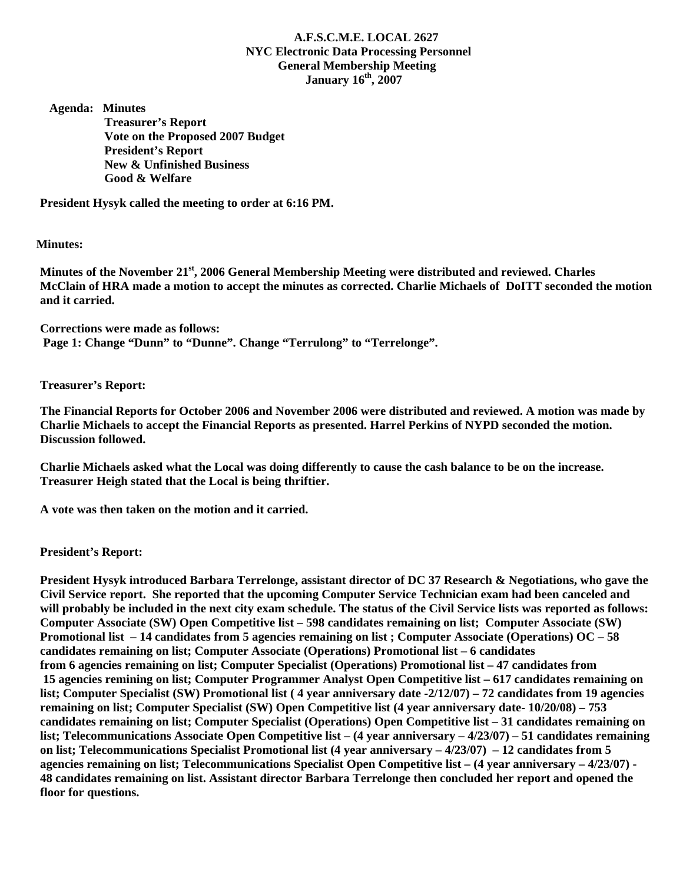# A.F.S.C.M.E. LOCAL 2627
## NYC Electronic Data Processing Personnel
## General Membership Meeting
## January 16th, 2007

**Agenda:**
- **Minutes**
- **Treasurer's Report**
- **Vote on the Proposed 2007 Budget**
- **President's Report**
- **New & Unfinished Business**
- **Good & Welfare**

**President Hysyk called the meeting to order at 6:16 PM.**

**Minutes:**

**Minutes of the November 21st, 2006 General Membership Meeting were distributed and reviewed. Charles McClain of HRA made a motion to accept the minutes as corrected. Charlie Michaels of DoITT seconded the motion and it carried.**

**Corrections were made as follows:**
**Page 1: Change "Dunn" to "Dunne". Change "Terrulong" to "Terrelonge".**

**Treasurer's Report:**

**The Financial Reports for October 2006 and November 2006 were distributed and reviewed. A motion was made by Charlie Michaels to accept the Financial Reports as presented. Harrel Perkins of NYPD seconded the motion. Discussion followed.**

**Charlie Michaels asked what the Local was doing differently to cause the cash balance to be on the increase. Treasurer Heigh stated that the Local is being thriftier.**

**A vote was then taken on the motion and it carried.**

**President's Report:**

**President Hysyk introduced Barbara Terrelonge, assistant director of DC 37 Research & Negotiations, who gave the Civil Service report. She reported that the upcoming Computer Service Technician exam had been canceled and will probably be included in the next city exam schedule. The status of the Civil Service lists was reported as follows: Computer Associate (SW) Open Competitive list – 598 candidates remaining on list; Computer Associate (SW) Promotional list – 14 candidates from 5 agencies remaining on list ; Computer Associate (Operations) OC – 58 candidates remaining on list; Computer Associate (Operations) Promotional list – 6 candidates from 6 agencies remaining on list; Computer Specialist (Operations) Promotional list – 47 candidates from 15 agencies remaining on list; Computer Programmer Analyst Open Competitive list – 617 candidates remaining on list; Computer Specialist (SW) Promotional list ( 4 year anniversary date -2/12/07) – 72 candidates from 19 agencies remaining on list; Computer Specialist (SW) Open Competitive list (4 year anniversary date- 10/20/08) – 753 candidates remaining on list; Computer Specialist (Operations) Open Competitive list – 31 candidates remaining on list; Telecommunications Associate Open Competitive list – (4 year anniversary – 4/23/07) – 51 candidates remaining on list; Telecommunications Specialist Promotional list (4 year anniversary – 4/23/07) – 12 candidates from 5 agencies remaining on list; Telecommunications Specialist Open Competitive list – (4 year anniversary – 4/23/07) - 48 candidates remaining on list. Assistant director Barbara Terrelonge then concluded her report and opened the floor for questions.**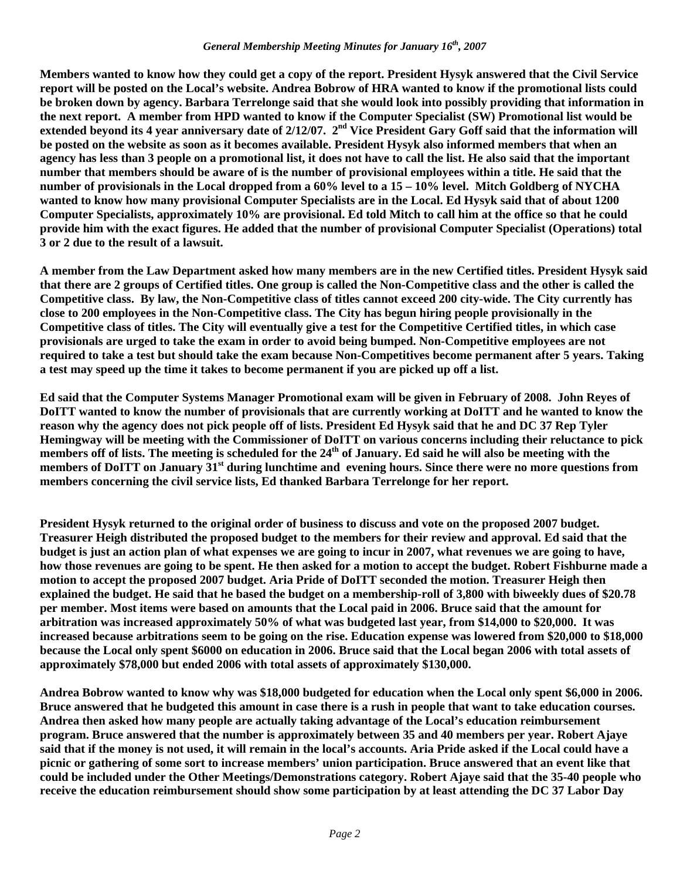**Members wanted to know how they could get a copy of the report. President Hysyk answered that the Civil Service report will be posted on the Local's website. Andrea Bobrow of HRA wanted to know if the promotional lists could be broken down by agency. Barbara Terrelonge said that she would look into possibly providing that information in the next report. A member from HPD wanted to know if the Computer Specialist (SW) Promotional list would be extended beyond its 4 year anniversary date of 2/12/07. 2nd Vice President Gary Goff said that the information will be posted on the website as soon as it becomes available. President Hysyk also informed members that when an agency has less than 3 people on a promotional list, it does not have to call the list. He also said that the important number that members should be aware of is the number of provisional employees within a title. He said that the number of provisionals in the Local dropped from a 60% level to a 15 – 10% level. Mitch Goldberg of NYCHA wanted to know how many provisional Computer Specialists are in the Local. Ed Hysyk said that of about 1200 Computer Specialists, approximately 10% are provisional. Ed told Mitch to call him at the office so that he could provide him with the exact figures. He added that the number of provisional Computer Specialist (Operations) total 3 or 2 due to the result of a lawsuit.**

**A member from the Law Department asked how many members are in the new Certified titles. President Hysyk said that there are 2 groups of Certified titles. One group is called the Non-Competitive class and the other is called the Competitive class. By law, the Non-Competitive class of titles cannot exceed 200 city-wide. The City currently has close to 200 employees in the Non-Competitive class. The City has begun hiring people provisionally in the Competitive class of titles. The City will eventually give a test for the Competitive Certified titles, in which case provisionals are urged to take the exam in order to avoid being bumped. Non-Competitive employees are not required to take a test but should take the exam because Non-Competitives become permanent after 5 years. Taking a test may speed up the time it takes to become permanent if you are picked up off a list.**

**Ed said that the Computer Systems Manager Promotional exam will be given in February of 2008. John Reyes of DoITT wanted to know the number of provisionals that are currently working at DoITT and he wanted to know the reason why the agency does not pick people off of lists. President Ed Hysyk said that he and DC 37 Rep Tyler Hemingway will be meeting with the Commissioner of DoITT on various concerns including their reluctance to pick members off of lists. The meeting is scheduled for the 24th of January. Ed said he will also be meeting with the members of DoITT on January 31st during lunchtime and evening hours. Since there were no more questions from members concerning the civil service lists, Ed thanked Barbara Terrelonge for her report.**

**President Hysyk returned to the original order of business to discuss and vote on the proposed 2007 budget. Treasurer Heigh distributed the proposed budget to the members for their review and approval. Ed said that the budget is just an action plan of what expenses we are going to incur in 2007, what revenues we are going to have, how those revenues are going to be spent. He then asked for a motion to accept the budget. Robert Fishburne made a motion to accept the proposed 2007 budget. Aria Pride of DoITT seconded the motion. Treasurer Heigh then explained the budget. He said that he based the budget on a membership-roll of 3,800 with biweekly dues of $20.78 per member. Most items were based on amounts that the Local paid in 2006. Bruce said that the amount for arbitration was increased approximately 50% of what was budgeted last year, from $14,000 to $20,000. It was increased because arbitrations seem to be going on the rise. Education expense was lowered from $20,000 to $18,000 because the Local only spent $6000 on education in 2006. Bruce said that the Local began 2006 with total assets of approximately $78,000 but ended 2006 with total assets of approximately $130,000.**

**Andrea Bobrow wanted to know why was $18,000 budgeted for education when the Local only spent $6,000 in 2006. Bruce answered that he budgeted this amount in case there is a rush in people that want to take education courses. Andrea then asked how many people are actually taking advantage of the Local's education reimbursement program. Bruce answered that the number is approximately between 35 and 40 members per year. Robert Ajaye said that if the money is not used, it will remain in the local's accounts. Aria Pride asked if the Local could have a picnic or gathering of some sort to increase members' union participation. Bruce answered that an event like that could be included under the Other Meetings/Demonstrations category. Robert Ajaye said that the 35-40 people who receive the education reimbursement should show some participation by at least attending the DC 37 Labor Day**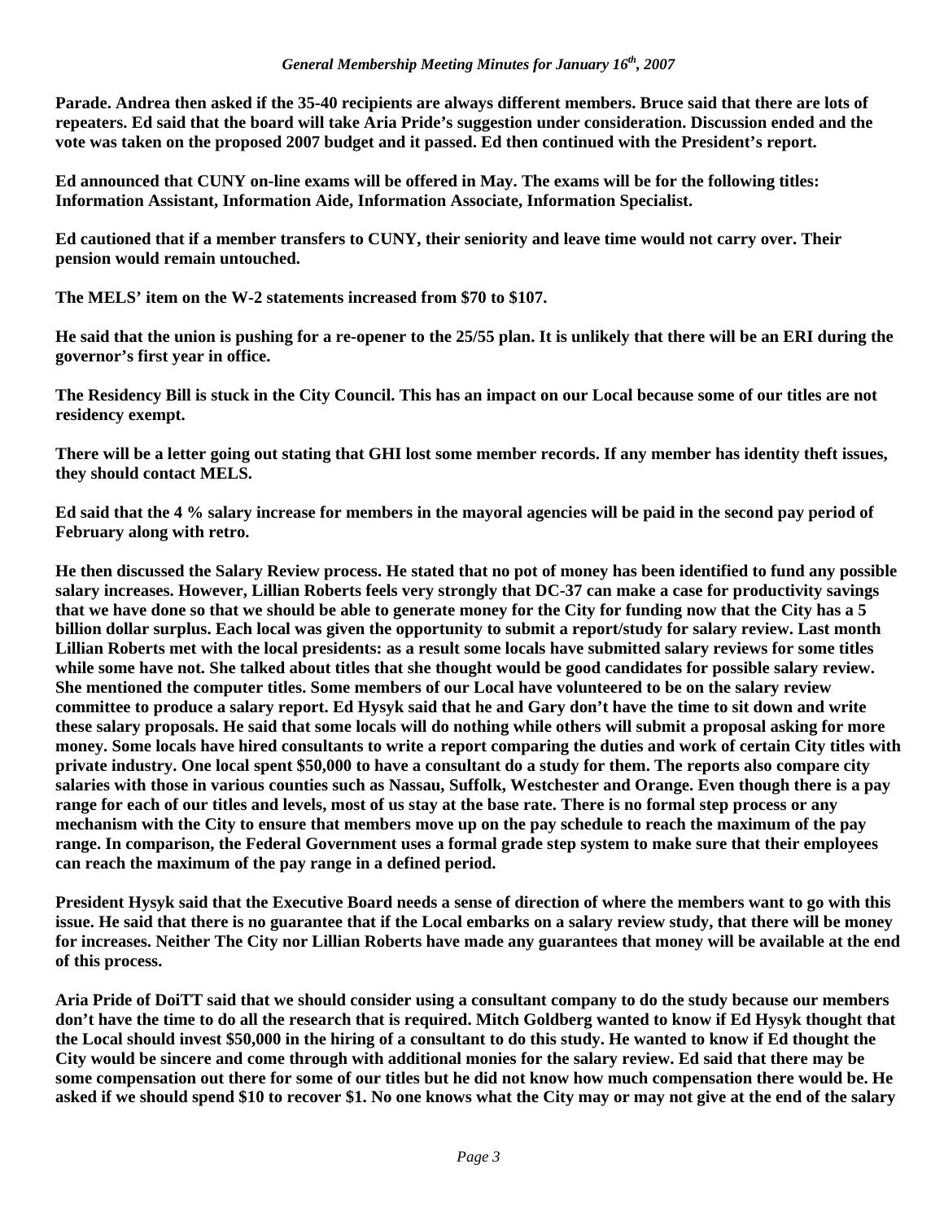**Parade. Andrea then asked if the 35-40 recipients are always different members. Bruce said that there are lots of repeaters. Ed said that the board will take Aria Pride's suggestion under consideration. Discussion ended and the vote was taken on the proposed 2007 budget and it passed. Ed then continued with the President's report.**

**Ed announced that CUNY on-line exams will be offered in May. The exams will be for the following titles: Information Assistant, Information Aide, Information Associate, Information Specialist.**

**Ed cautioned that if a member transfers to CUNY, their seniority and leave time would not carry over. Their pension would remain untouched.**

**The MELS' item on the W-2 statements increased from $70 to $107.**

**He said that the union is pushing for a re-opener to the 25/55 plan. It is unlikely that there will be an ERI during the governor's first year in office.**

**The Residency Bill is stuck in the City Council. This has an impact on our Local because some of our titles are not residency exempt.**

**There will be a letter going out stating that GHI lost some member records. If any member has identity theft issues, they should contact MELS.**

**Ed said that the 4 % salary increase for members in the mayoral agencies will be paid in the second pay period of February along with retro.**

**He then discussed the Salary Review process. He stated that no pot of money has been identified to fund any possible salary increases. However, Lillian Roberts feels very strongly that DC-37 can make a case for productivity savings that we have done so that we should be able to generate money for the City for funding now that the City has a 5 billion dollar surplus. Each local was given the opportunity to submit a report/study for salary review. Last month Lillian Roberts met with the local presidents: as a result some locals have submitted salary reviews for some titles while some have not. She talked about titles that she thought would be good candidates for possible salary review. She mentioned the computer titles. Some members of our Local have volunteered to be on the salary review committee to produce a salary report. Ed Hysyk said that he and Gary don't have the time to sit down and write these salary proposals. He said that some locals will do nothing while others will submit a proposal asking for more money. Some locals have hired consultants to write a report comparing the duties and work of certain City titles with private industry. One local spent $50,000 to have a consultant do a study for them. The reports also compare city salaries with those in various counties such as Nassau, Suffolk, Westchester and Orange. Even though there is a pay range for each of our titles and levels, most of us stay at the base rate. There is no formal step process or any mechanism with the City to ensure that members move up on the pay schedule to reach the maximum of the pay range. In comparison, the Federal Government uses a formal grade step system to make sure that their employees can reach the maximum of the pay range in a defined period.**

**President Hysyk said that the Executive Board needs a sense of direction of where the members want to go with this issue. He said that there is no guarantee that if the Local embarks on a salary review study, that there will be money for increases. Neither The City nor Lillian Roberts have made any guarantees that money will be available at the end of this process.**

**Aria Pride of DoiTT said that we should consider using a consultant company to do the study because our members don't have the time to do all the research that is required. Mitch Goldberg wanted to know if Ed Hysyk thought that the Local should invest $50,000 in the hiring of a consultant to do this study. He wanted to know if Ed thought the City would be sincere and come through with additional monies for the salary review. Ed said that there may be some compensation out there for some of our titles but he did not know how much compensation there would be. He asked if we should spend $10 to recover $1. No one knows what the City may or may not give at the end of the salary**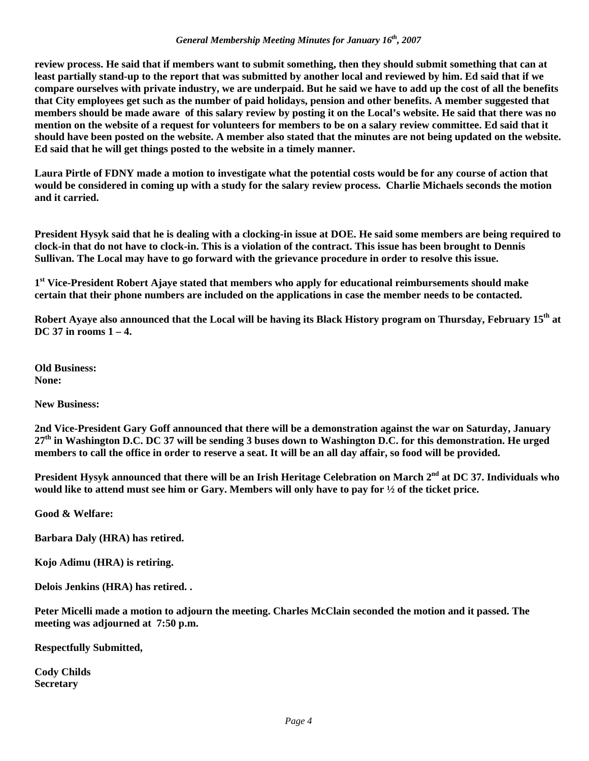**review process. He said that if members want to submit something, then they should submit something that can at least partially stand-up to the report that was submitted by another local and reviewed by him. Ed said that if we compare ourselves with private industry, we are underpaid. But he said we have to add up the cost of all the benefits that City employees get such as the number of paid holidays, pension and other benefits. A member suggested that members should be made aware of this salary review by posting it on the Local's website. He said that there was no mention on the website of a request for volunteers for members to be on a salary review committee. Ed said that it should have been posted on the website. A member also stated that the minutes are not being updated on the website. Ed said that he will get things posted to the website in a timely manner.**

**Laura Pirtle of FDNY made a motion to investigate what the potential costs would be for any course of action that would be considered in coming up with a study for the salary review process. Charlie Michaels seconds the motion and it carried.**

**President Hysyk said that he is dealing with a clocking-in issue at DOE. He said some members are being required to clock-in that do not have to clock-in. This is a violation of the contract. This issue has been brought to Dennis Sullivan. The Local may have to go forward with the grievance procedure in order to resolve this issue.**

**1st Vice-President Robert Ajaye stated that members who apply for educational reimbursements should make certain that their phone numbers are included on the applications in case the member needs to be contacted.**

**Robert Ayaye also announced that the Local will be having its Black History program on Thursday, February 15th at DC 37 in rooms 1 – 4.**

**Old Business:**
**None:**

**New Business:**

**2nd Vice-President Gary Goff announced that there will be a demonstration against the war on Saturday, January 27th in Washington D.C. DC 37 will be sending 3 buses down to Washington D.C. for this demonstration. He urged members to call the office in order to reserve a seat. It will be an all day affair, so food will be provided.**

**President Hysyk announced that there will be an Irish Heritage Celebration on March 2nd at DC 37. Individuals who would like to attend must see him or Gary. Members will only have to pay for ½ of the ticket price.**

**Good & Welfare:**

**Barbara Daly (HRA) has retired.**

**Kojo Adimu (HRA) is retiring.**

**Delois Jenkins (HRA) has retired. .**

**Peter Micelli made a motion to adjourn the meeting. Charles McClain seconded the motion and it passed. The meeting was adjourned at 7:50 p.m.**

**Respectfully Submitted,**

**Cody Childs**
**Secretary**